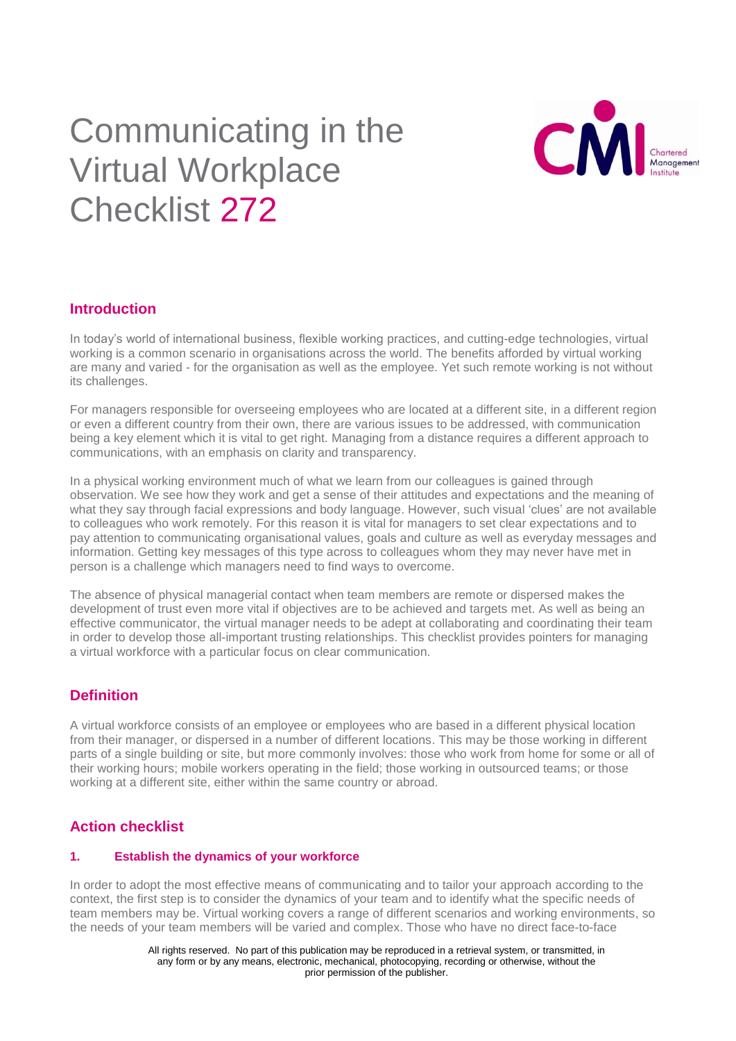# Communicating in the Virtual Workplace Checklist 272

## Introduction

In today's world of international business, flexible working practices, and cutting-edge technologies, virtual working is a common scenario in organisations across the world. The benefits afforded by virtual working are many and varied - for the organisation as well as the employee. Yet such remote working is not without its challenges.

For managers responsible for overseeing employees who are located at a different site, in a different region or even a different country from their own, there are various issues to be addressed, with communication being a key element which it is vital to get right. Managing from a distance requires a different approach to communications, with an emphasis on clarity and transparency.

In a physical working environment much of what we learn from our colleagues is gained through observation. We see how they work and get a sense of their attitudes and expectations and the meaning of what they say through facial expressions and body language. However, such visual 'clues' are not available to colleagues who work remotely. For this reason it is vital for managers to set clear expectations and to pay attention to communicating organisational values, goals and culture as well as everyday messages and information. Getting key messages of this type across to colleagues whom they may never have met in person is a challenge which managers need to find ways to overcome.

The absence of physical managerial contact when team members are remote or dispersed makes the development of trust even more vital if objectives are to be achieved and targets met. As well as being an effective communicator, the virtual manager needs to be adept at collaborating and coordinating their team in order to develop those all-important trusting relationships. This checklist provides pointers for managing a virtual workforce with a particular focus on clear communication.

## Definition

A virtual workforce consists of an employee or employees who are based in a different physical location from their manager, or dispersed in a number of different locations. This may be those working in different parts of a single building or site, but more commonly involves: those who work from home for some or all of their working hours; mobile workers operating in the field; those working in outsourced teams; or those working at a different site, either within the same country or abroad.

## Action checklist

### 1. Establish the dynamics of your workforce

In order to adopt the most effective means of communicating and to tailor your approach according to the context, the first step is to consider the dynamics of your team and to identify what the specific needs of team members may be. Virtual working covers a range of different scenarios and working environments, so the needs of your team members will be varied and complex. Those who have no direct face-to-face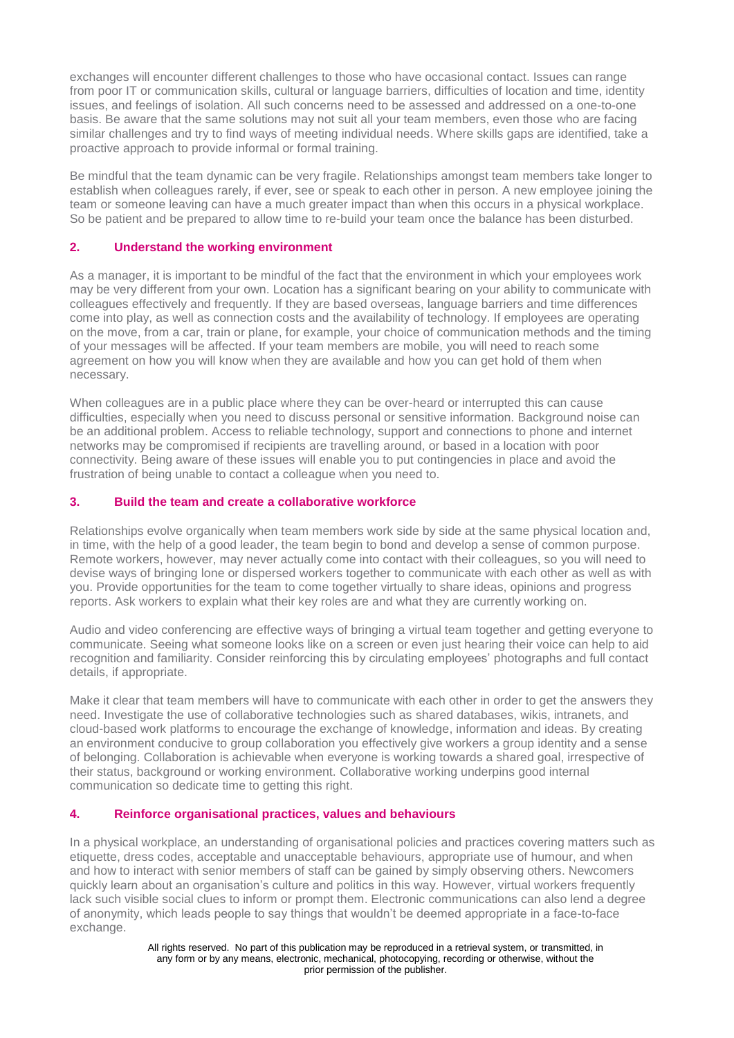exchanges will encounter different challenges to those who have occasional contact. Issues can range from poor IT or communication skills, cultural or language barriers, difficulties of location and time, identity issues, and feelings of isolation. All such concerns need to be assessed and addressed on a one-to-one basis. Be aware that the same solutions may not suit all your team members, even those who are facing similar challenges and try to find ways of meeting individual needs. Where skills gaps are identified, take a proactive approach to provide informal or formal training.

Be mindful that the team dynamic can be very fragile. Relationships amongst team members take longer to establish when colleagues rarely, if ever, see or speak to each other in person. A new employee joining the team or someone leaving can have a much greater impact than when this occurs in a physical workplace. So be patient and be prepared to allow time to re-build your team once the balance has been disturbed.

### 2. Understand the working environment

As a manager, it is important to be mindful of the fact that the environment in which your employees work may be very different from your own. Location has a significant bearing on your ability to communicate with colleagues effectively and frequently. If they are based overseas, language barriers and time differences come into play, as well as connection costs and the availability of technology. If employees are operating on the move, from a car, train or plane, for example, your choice of communication methods and the timing of your messages will be affected. If your team members are mobile, you will need to reach some agreement on how you will know when they are available and how you can get hold of them when necessary.

When colleagues are in a public place where they can be over-heard or interrupted this can cause difficulties, especially when you need to discuss personal or sensitive information. Background noise can be an additional problem. Access to reliable technology, support and connections to phone and internet networks may be compromised if recipients are travelling around, or based in a location with poor connectivity. Being aware of these issues will enable you to put contingencies in place and avoid the frustration of being unable to contact a colleague when you need to.

### 3. Build the team and create a collaborative workforce

Relationships evolve organically when team members work side by side at the same physical location and, in time, with the help of a good leader, the team begin to bond and develop a sense of common purpose. Remote workers, however, may never actually come into contact with their colleagues, so you will need to devise ways of bringing lone or dispersed workers together to communicate with each other as well as with you. Provide opportunities for the team to come together virtually to share ideas, opinions and progress reports. Ask workers to explain what their key roles are and what they are currently working on.

Audio and video conferencing are effective ways of bringing a virtual team together and getting everyone to communicate. Seeing what someone looks like on a screen or even just hearing their voice can help to aid recognition and familiarity. Consider reinforcing this by circulating employees' photographs and full contact details, if appropriate.

Make it clear that team members will have to communicate with each other in order to get the answers they need. Investigate the use of collaborative technologies such as shared databases, wikis, intranets, and cloud-based work platforms to encourage the exchange of knowledge, information and ideas. By creating an environment conducive to group collaboration you effectively give workers a group identity and a sense of belonging. Collaboration is achievable when everyone is working towards a shared goal, irrespective of their status, background or working environment. Collaborative working underpins good internal communication so dedicate time to getting this right.

### 4. Reinforce organisational practices, values and behaviours

In a physical workplace, an understanding of organisational policies and practices covering matters such as etiquette, dress codes, acceptable and unacceptable behaviours, appropriate use of humour, and when and how to interact with senior members of staff can be gained by simply observing others. Newcomers quickly learn about an organisation's culture and politics in this way. However, virtual workers frequently lack such visible social clues to inform or prompt them. Electronic communications can also lend a degree of anonymity, which leads people to say things that wouldn't be deemed appropriate in a face-to-face exchange.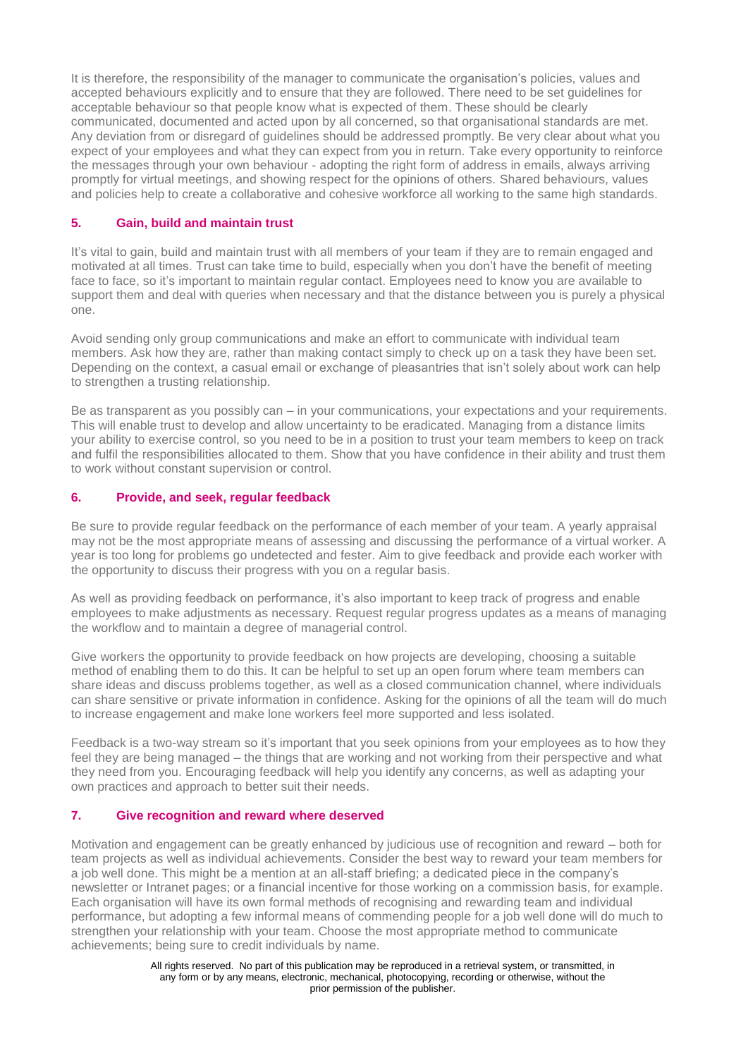It is therefore, the responsibility of the manager to communicate the organisation's policies, values and accepted behaviours explicitly and to ensure that they are followed. There need to be set guidelines for acceptable behaviour so that people know what is expected of them. These should be clearly communicated, documented and acted upon by all concerned, so that organisational standards are met. Any deviation from or disregard of guidelines should be addressed promptly. Be very clear about what you expect of your employees and what they can expect from you in return. Take every opportunity to reinforce the messages through your own behaviour - adopting the right form of address in emails, always arriving promptly for virtual meetings, and showing respect for the opinions of others. Shared behaviours, values and policies help to create a collaborative and cohesive workforce all working to the same high standards.

### 5. Gain, build and maintain trust

It's vital to gain, build and maintain trust with all members of your team if they are to remain engaged and motivated at all times. Trust can take time to build, especially when you don't have the benefit of meeting face to face, so it's important to maintain regular contact. Employees need to know you are available to support them and deal with queries when necessary and that the distance between you is purely a physical one.

Avoid sending only group communications and make an effort to communicate with individual team members. Ask how they are, rather than making contact simply to check up on a task they have been set. Depending on the context, a casual email or exchange of pleasantries that isn't solely about work can help to strengthen a trusting relationship.

Be as transparent as you possibly can – in your communications, your expectations and your requirements. This will enable trust to develop and allow uncertainty to be eradicated. Managing from a distance limits your ability to exercise control, so you need to be in a position to trust your team members to keep on track and fulfil the responsibilities allocated to them. Show that you have confidence in their ability and trust them to work without constant supervision or control.

### 6. Provide, and seek, regular feedback

Be sure to provide regular feedback on the performance of each member of your team. A yearly appraisal may not be the most appropriate means of assessing and discussing the performance of a virtual worker. A year is too long for problems go undetected and fester. Aim to give feedback and provide each worker with the opportunity to discuss their progress with you on a regular basis.

As well as providing feedback on performance, it's also important to keep track of progress and enable employees to make adjustments as necessary. Request regular progress updates as a means of managing the workflow and to maintain a degree of managerial control.

Give workers the opportunity to provide feedback on how projects are developing, choosing a suitable method of enabling them to do this. It can be helpful to set up an open forum where team members can share ideas and discuss problems together, as well as a closed communication channel, where individuals can share sensitive or private information in confidence. Asking for the opinions of all the team will do much to increase engagement and make lone workers feel more supported and less isolated.

Feedback is a two-way stream so it's important that you seek opinions from your employees as to how they feel they are being managed – the things that are working and not working from their perspective and what they need from you. Encouraging feedback will help you identify any concerns, as well as adapting your own practices and approach to better suit their needs.

### 7. Give recognition and reward where deserved

Motivation and engagement can be greatly enhanced by judicious use of recognition and reward – both for team projects as well as individual achievements. Consider the best way to reward your team members for a job well done. This might be a mention at an all-staff briefing; a dedicated piece in the company's newsletter or Intranet pages; or a financial incentive for those working on a commission basis, for example. Each organisation will have its own formal methods of recognising and rewarding team and individual performance, but adopting a few informal means of commending people for a job well done will do much to strengthen your relationship with your team. Choose the most appropriate method to communicate achievements; being sure to credit individuals by name.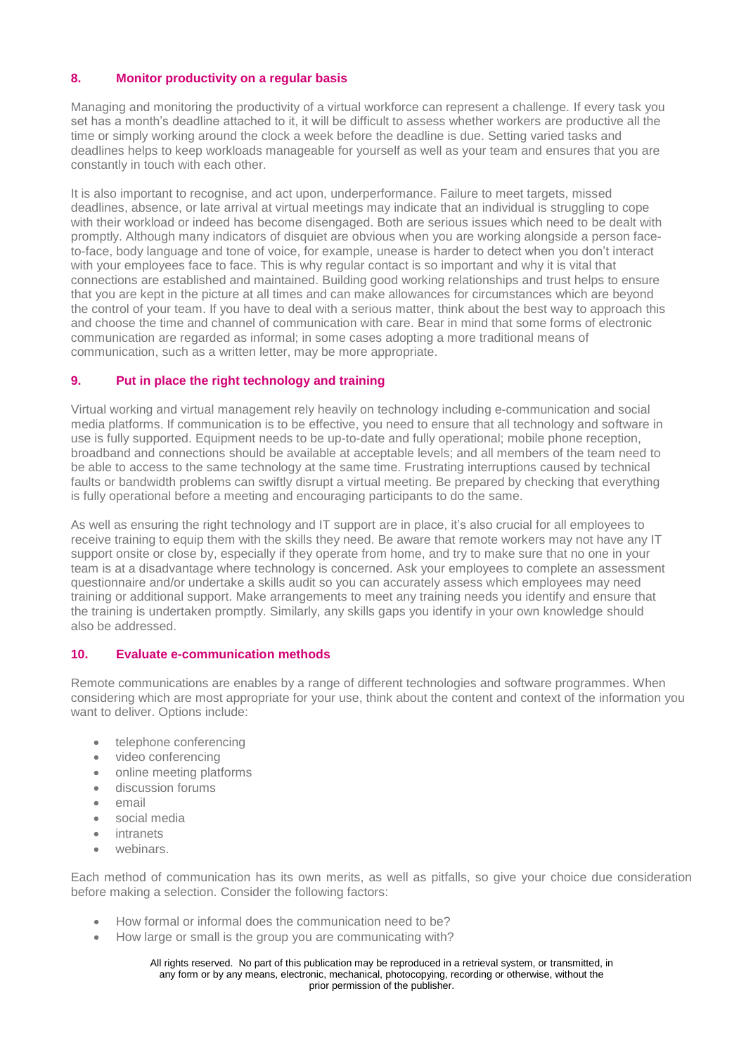### 8. Monitor productivity on a regular basis

Managing and monitoring the productivity of a virtual workforce can represent a challenge. If every task you set has a month's deadline attached to it, it will be difficult to assess whether workers are productive all the time or simply working around the clock a week before the deadline is due. Setting varied tasks and deadlines helps to keep workloads manageable for yourself as well as your team and ensures that you are constantly in touch with each other.

It is also important to recognise, and act upon, underperformance. Failure to meet targets, missed deadlines, absence, or late arrival at virtual meetings may indicate that an individual is struggling to cope with their workload or indeed has become disengaged. Both are serious issues which need to be dealt with promptly. Although many indicators of disquiet are obvious when you are working alongside a person face-to-face, body language and tone of voice, for example, unease is harder to detect when you don't interact with your employees face to face. This is why regular contact is so important and why it is vital that connections are established and maintained. Building good working relationships and trust helps to ensure that you are kept in the picture at all times and can make allowances for circumstances which are beyond the control of your team. If you have to deal with a serious matter, think about the best way to approach this and choose the time and channel of communication with care. Bear in mind that some forms of electronic communication are regarded as informal; in some cases adopting a more traditional means of communication, such as a written letter, may be more appropriate.

### 9. Put in place the right technology and training

Virtual working and virtual management rely heavily on technology including e-communication and social media platforms. If communication is to be effective, you need to ensure that all technology and software in use is fully supported. Equipment needs to be up-to-date and fully operational; mobile phone reception, broadband and connections should be available at acceptable levels; and all members of the team need to be able to access to the same technology at the same time. Frustrating interruptions caused by technical faults or bandwidth problems can swiftly disrupt a virtual meeting. Be prepared by checking that everything is fully operational before a meeting and encouraging participants to do the same.

As well as ensuring the right technology and IT support are in place, it's also crucial for all employees to receive training to equip them with the skills they need. Be aware that remote workers may not have any IT support onsite or close by, especially if they operate from home, and try to make sure that no one in your team is at a disadvantage where technology is concerned. Ask your employees to complete an assessment questionnaire and/or undertake a skills audit so you can accurately assess which employees may need training or additional support. Make arrangements to meet any training needs you identify and ensure that the training is undertaken promptly. Similarly, any skills gaps you identify in your own knowledge should also be addressed.

### 10. Evaluate e-communication methods

Remote communications are enables by a range of different technologies and software programmes. When considering which are most appropriate for your use, think about the content and context of the information you want to deliver. Options include:

- telephone conferencing
- video conferencing
- online meeting platforms
- discussion forums
- email
- social media
- intranets
- webinars.

Each method of communication has its own merits, as well as pitfalls, so give your choice due consideration before making a selection. Consider the following factors:

- How formal or informal does the communication need to be?
- How large or small is the group you are communicating with?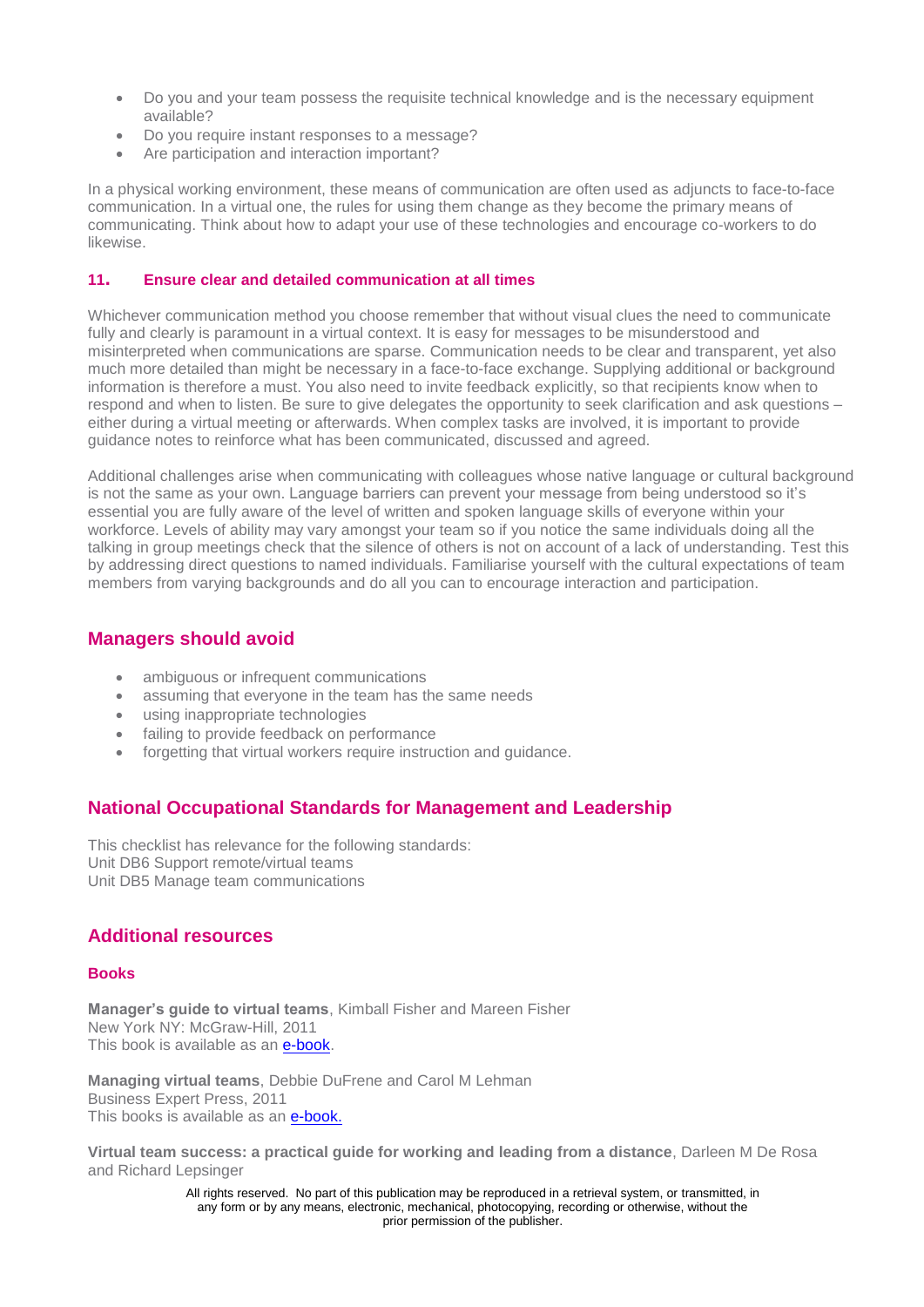- Do you and your team possess the requisite technical knowledge and is the necessary equipment available?
- Do you require instant responses to a message?
- Are participation and interaction important?

In a physical working environment, these means of communication are often used as adjuncts to face-to-face communication. In a virtual one, the rules for using them change as they become the primary means of communicating. Think about how to adapt your use of these technologies and encourage co-workers to do likewise.

#### 11. Ensure clear and detailed communication at all times

Whichever communication method you choose remember that without visual clues the need to communicate fully and clearly is paramount in a virtual context. It is easy for messages to be misunderstood and misinterpreted when communications are sparse. Communication needs to be clear and transparent, yet also much more detailed than might be necessary in a face-to-face exchange. Supplying additional or background information is therefore a must. You also need to invite feedback explicitly, so that recipients know when to respond and when to listen. Be sure to give delegates the opportunity to seek clarification and ask questions – either during a virtual meeting or afterwards. When complex tasks are involved, it is important to provide guidance notes to reinforce what has been communicated, discussed and agreed.

Additional challenges arise when communicating with colleagues whose native language or cultural background is not the same as your own. Language barriers can prevent your message from being understood so it's essential you are fully aware of the level of written and spoken language skills of everyone within your workforce. Levels of ability may vary amongst your team so if you notice the same individuals doing all the talking in group meetings check that the silence of others is not on account of a lack of understanding. Test this by addressing direct questions to named individuals. Familiarise yourself with the cultural expectations of team members from varying backgrounds and do all you can to encourage interaction and participation.

## Managers should avoid

- ambiguous or infrequent communications
- assuming that everyone in the team has the same needs
- using inappropriate technologies
- failing to provide feedback on performance
- forgetting that virtual workers require instruction and guidance.

## National Occupational Standards for Management and Leadership

This checklist has relevance for the following standards:
Unit DB6 Support remote/virtual teams
Unit DB5 Manage team communications

## Additional resources

#### Books

**Manager's guide to virtual teams**, Kimball Fisher and Mareen Fisher
New York NY: McGraw-Hill, 2011
This book is available as an e-book.

**Managing virtual teams**, Debbie DuFrene and Carol M Lehman
Business Expert Press, 2011
This books is available as an e-book.

**Virtual team success: a practical guide for working and leading from a distance**, Darleen M De Rosa and Richard Lepsinger

All rights reserved. No part of this publication may be reproduced in a retrieval system, or transmitted, in any form or by any means, electronic, mechanical, photocopying, recording or otherwise, without the prior permission of the publisher.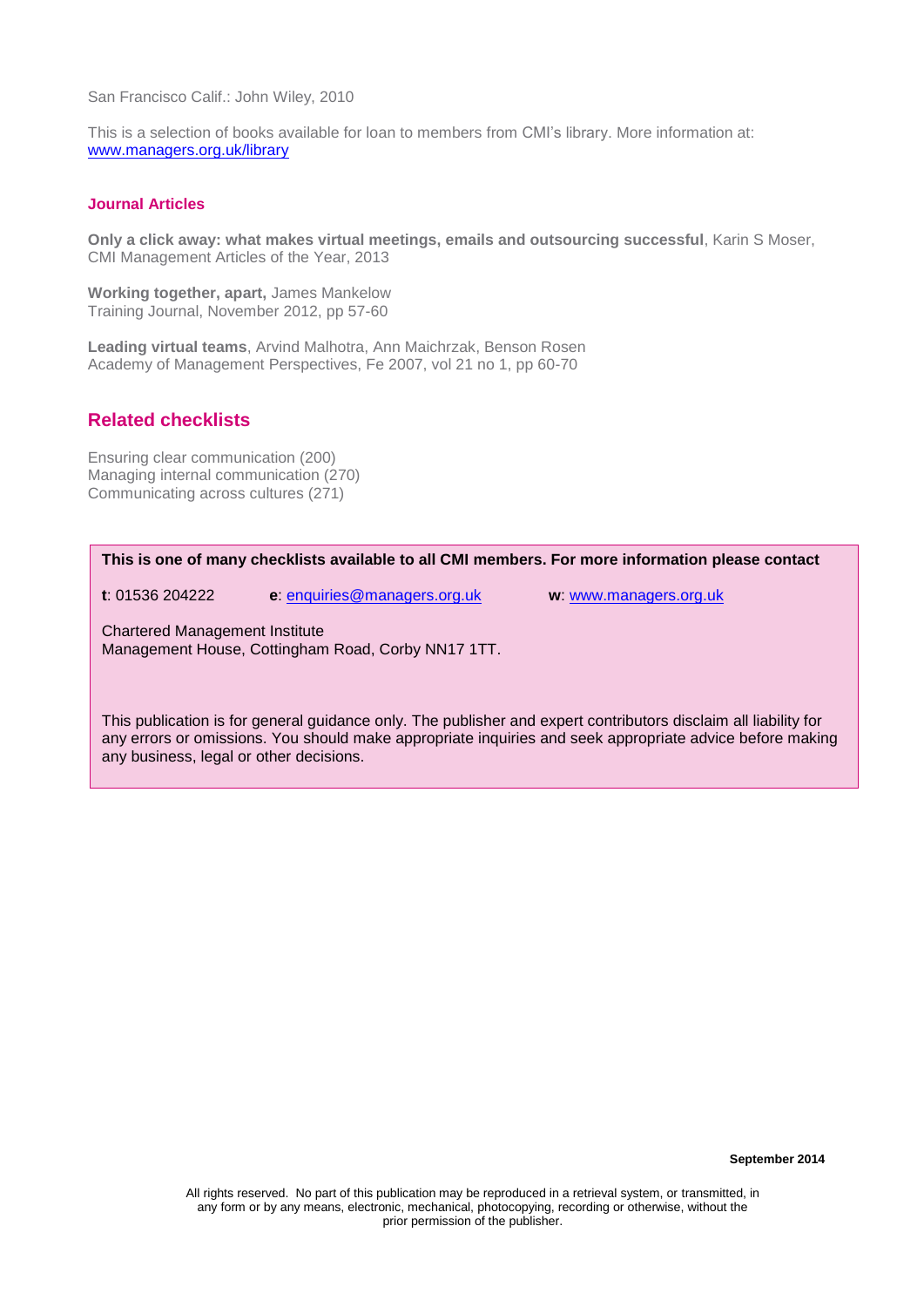San Francisco Calif.: John Wiley, 2010

This is a selection of books available for loan to members from CMI's library. More information at: www.managers.org.uk/library

### Journal Articles

**Only a click away: what makes virtual meetings, emails and outsourcing successful**, Karin S Moser, CMI Management Articles of the Year, 2013

**Working together, apart,** James Mankelow
Training Journal, November 2012, pp 57-60

**Leading virtual teams**, Arvind Malhotra, Ann Maichrzak, Benson Rosen
Academy of Management Perspectives, Fe 2007, vol 21 no 1, pp 60-70

## Related checklists

Ensuring clear communication (200)
Managing internal communication (270)
Communicating across cultures (271)

**This is one of many checklists available to all CMI members. For more information please contact**

**t**: 01536 204222 **e**: enquiries@managers.org.uk **w**: www.managers.org.uk

Chartered Management Institute
Management House, Cottingham Road, Corby NN17 1TT.

This publication is for general guidance only. The publisher and expert contributors disclaim all liability for any errors or omissions. You should make appropriate inquiries and seek appropriate advice before making any business, legal or other decisions.

**September 2014**

All rights reserved. No part of this publication may be reproduced in a retrieval system, or transmitted, in any form or by any means, electronic, mechanical, photocopying, recording or otherwise, without the prior permission of the publisher.